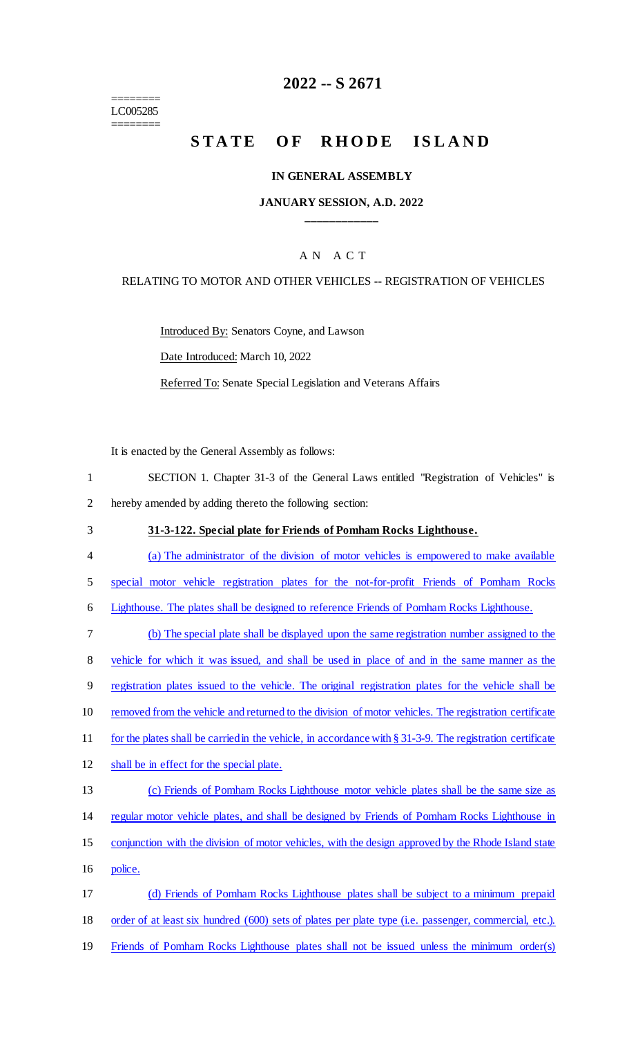========
LC005285
========

# 2022 -- S 2671

# STATE OF RHODE ISLAND

### IN GENERAL ASSEMBLY

### JANUARY SESSION, A.D. 2022

## AN ACT

RELATING TO MOTOR AND OTHER VEHICLES -- REGISTRATION OF VEHICLES

Introduced By: Senators Coyne, and Lawson

Date Introduced: March 10, 2022

Referred To: Senate Special Legislation and Veterans Affairs

It is enacted by the General Assembly as follows:

1 SECTION 1. Chapter 31-3 of the General Laws entitled "Registration of Vehicles" is
2 hereby amended by adding thereto the following section:

3 **31-3-122. Special plate for Friends of Pomham Rocks Lighthouse.**

4 (a) The administrator of the division of motor vehicles is empowered to make available
5 special motor vehicle registration plates for the not-for-profit Friends of Pomham Rocks
6 Lighthouse. The plates shall be designed to reference Friends of Pomham Rocks Lighthouse.

7 (b) The special plate shall be displayed upon the same registration number assigned to the
8 vehicle for which it was issued, and shall be used in place of and in the same manner as the
9 registration plates issued to the vehicle. The original registration plates for the vehicle shall be
10 removed from the vehicle and returned to the division of motor vehicles. The registration certificate
11 for the plates shall be carried in the vehicle, in accordance with § 31-3-9. The registration certificate
12 shall be in effect for the special plate.

13 (c) Friends of Pomham Rocks Lighthouse motor vehicle plates shall be the same size as
14 regular motor vehicle plates, and shall be designed by Friends of Pomham Rocks Lighthouse in
15 conjunction with the division of motor vehicles, with the design approved by the Rhode Island state
16 police.

17 (d) Friends of Pomham Rocks Lighthouse plates shall be subject to a minimum prepaid
18 order of at least six hundred (600) sets of plates per plate type (i.e. passenger, commercial, etc.).
19 Friends of Pomham Rocks Lighthouse plates shall not be issued unless the minimum order(s)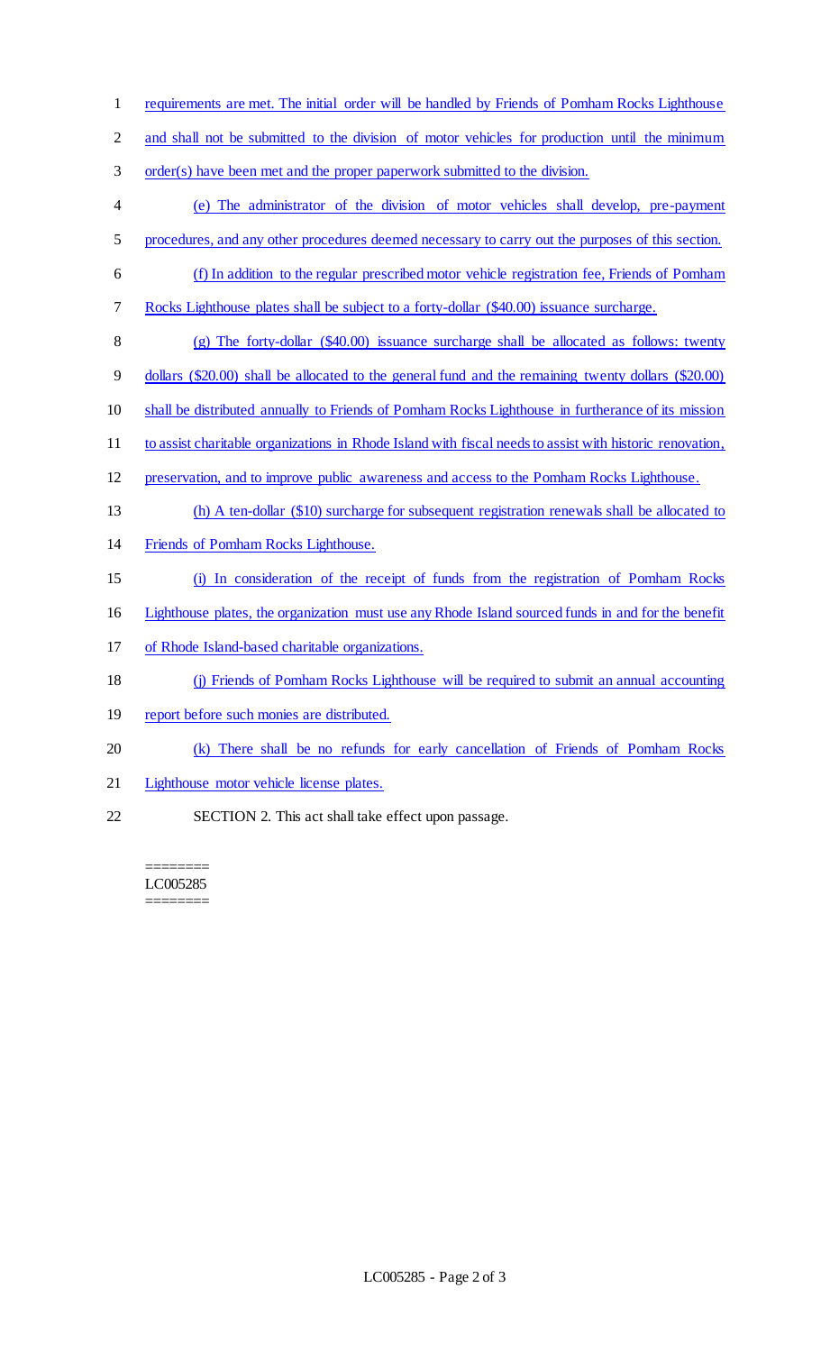requirements are met. The initial order will be handled by Friends of Pomham Rocks Lighthouse and shall not be submitted to the division of motor vehicles for production until the minimum order(s) have been met and the proper paperwork submitted to the division.

(e) The administrator of the division of motor vehicles shall develop, pre-payment procedures, and any other procedures deemed necessary to carry out the purposes of this section.

(f) In addition to the regular prescribed motor vehicle registration fee, Friends of Pomham Rocks Lighthouse plates shall be subject to a forty-dollar ($40.00) issuance surcharge.

(g) The forty-dollar ($40.00) issuance surcharge shall be allocated as follows: twenty dollars ($20.00) shall be allocated to the general fund and the remaining twenty dollars ($20.00) shall be distributed annually to Friends of Pomham Rocks Lighthouse in furtherance of its mission to assist charitable organizations in Rhode Island with fiscal needs to assist with historic renovation, preservation, and to improve public awareness and access to the Pomham Rocks Lighthouse.

(h) A ten-dollar ($10) surcharge for subsequent registration renewals shall be allocated to Friends of Pomham Rocks Lighthouse.

(i) In consideration of the receipt of funds from the registration of Pomham Rocks Lighthouse plates, the organization must use any Rhode Island sourced funds in and for the benefit of Rhode Island-based charitable organizations.

(j) Friends of Pomham Rocks Lighthouse will be required to submit an annual accounting report before such monies are distributed.

(k) There shall be no refunds for early cancellation of Friends of Pomham Rocks Lighthouse motor vehicle license plates.

SECTION 2. This act shall take effect upon passage.

========
LC005285
========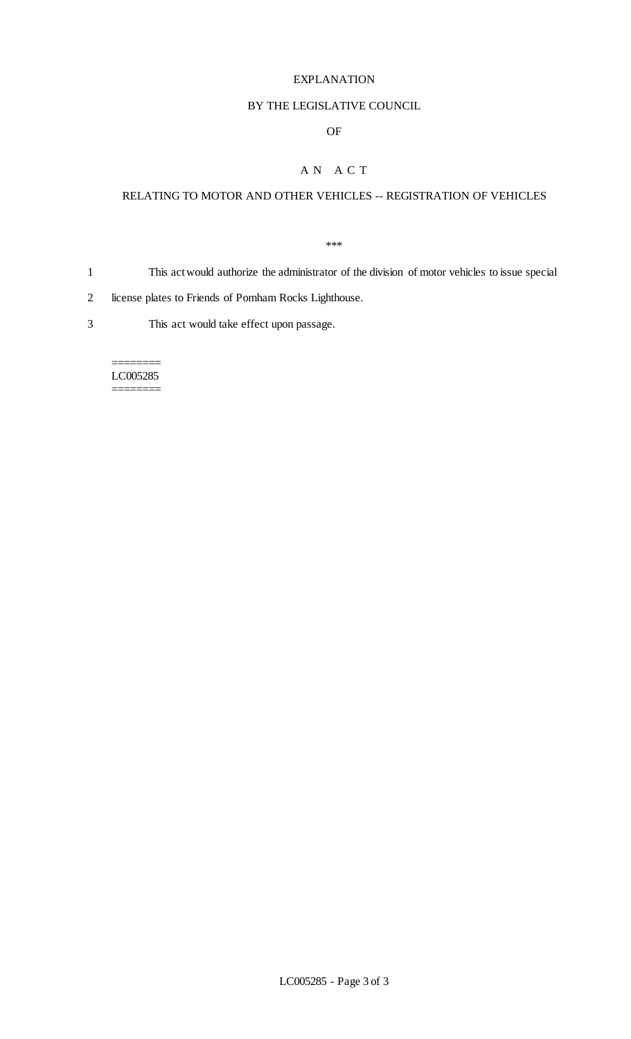EXPLANATION

BY THE LEGISLATIVE COUNCIL

OF

A N A C T

RELATING TO MOTOR AND OTHER VEHICLES -- REGISTRATION OF VEHICLES

\*\*\*

1 This act would authorize the administrator of the division of motor vehicles to issue special

2 license plates to Friends of Pomham Rocks Lighthouse.

3 This act would take effect upon passage.

========
LC005285
========